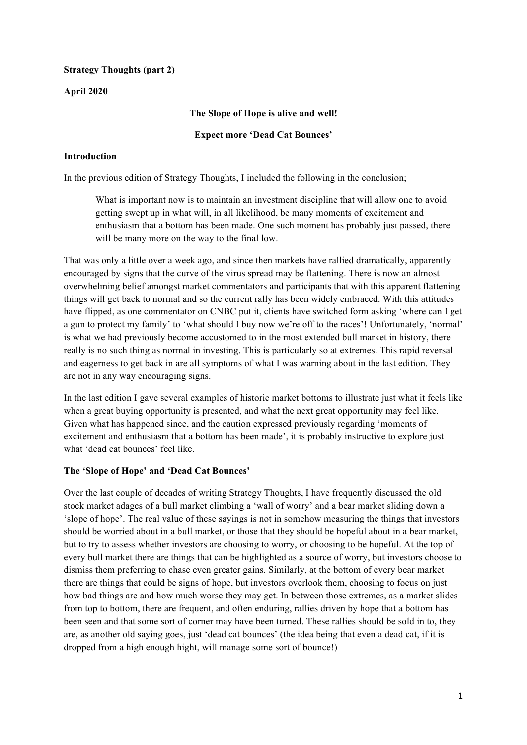**Strategy Thoughts (part 2)**

**April 2020**

**The Slope of Hope is alive and well!**

**Expect more 'Dead Cat Bounces'**

**Introduction**

In the previous edition of Strategy Thoughts, I included the following in the conclusion;

> What is important now is to maintain an investment discipline that will allow one to avoid getting swept up in what will, in all likelihood, be many moments of excitement and enthusiasm that a bottom has been made. One such moment has probably just passed, there will be many more on the way to the final low.

That was only a little over a week ago, and since then markets have rallied dramatically, apparently encouraged by signs that the curve of the virus spread may be flattening. There is now an almost overwhelming belief amongst market commentators and participants that with this apparent flattening things will get back to normal and so the current rally has been widely embraced. With this attitudes have flipped, as one commentator on CNBC put it, clients have switched form asking 'where can I get a gun to protect my family' to 'what should I buy now we're off to the races'! Unfortunately, 'normal' is what we had previously become accustomed to in the most extended bull market in history, there really is no such thing as normal in investing. This is particularly so at extremes. This rapid reversal and eagerness to get back in are all symptoms of what I was warning about in the last edition. They are not in any way encouraging signs.

In the last edition I gave several examples of historic market bottoms to illustrate just what it feels like when a great buying opportunity is presented, and what the next great opportunity may feel like. Given what has happened since, and the caution expressed previously regarding 'moments of excitement and enthusiasm that a bottom has been made', it is probably instructive to explore just what 'dead cat bounces' feel like.

**The 'Slope of Hope' and 'Dead Cat Bounces'**

Over the last couple of decades of writing Strategy Thoughts, I have frequently discussed the old stock market adages of a bull market climbing a 'wall of worry' and a bear market sliding down a 'slope of hope'. The real value of these sayings is not in somehow measuring the things that investors should be worried about in a bull market, or those that they should be hopeful about in a bear market, but to try to assess whether investors are choosing to worry, or choosing to be hopeful. At the top of every bull market there are things that can be highlighted as a source of worry, but investors choose to dismiss them preferring to chase even greater gains. Similarly, at the bottom of every bear market there are things that could be signs of hope, but investors overlook them, choosing to focus on just how bad things are and how much worse they may get. In between those extremes, as a market slides from top to bottom, there are frequent, and often enduring, rallies driven by hope that a bottom has been seen and that some sort of corner may have been turned. These rallies should be sold in to, they are, as another old saying goes, just 'dead cat bounces' (the idea being that even a dead cat, if it is dropped from a high enough hight, will manage some sort of bounce!)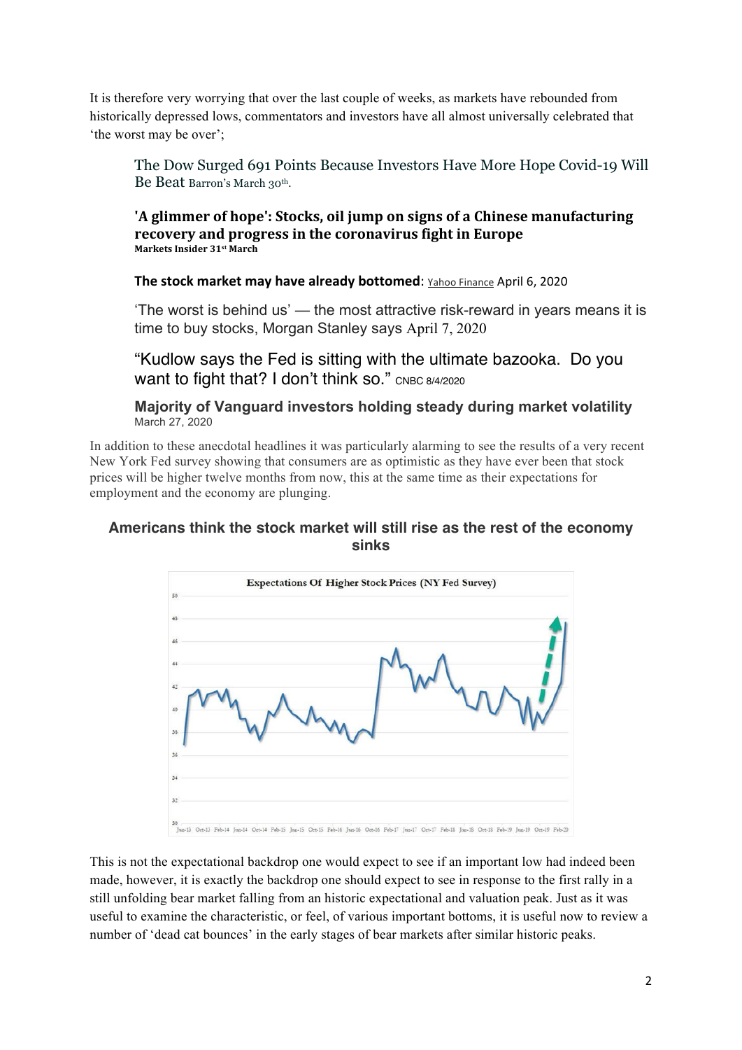It is therefore very worrying that over the last couple of weeks, as markets have rebounded from historically depressed lows, commentators and investors have all almost universally celebrated that 'the worst may be over';

> The Dow Surged 691 Points Because Investors Have More Hope Covid-19 Will Be Beat Barron's March 30th.
>
> **'A glimmer of hope': Stocks, oil jump on signs of a Chinese manufacturing recovery and progress in the coronavirus fight in Europe**
> **Markets Insider 31st March**
>
> **The stock market may have already bottomed**: Yahoo Finance April 6, 2020
>
> 'The worst is behind us' — the most attractive risk-reward in years means it is time to buy stocks, Morgan Stanley says April 7, 2020
>
> "Kudlow says the Fed is sitting with the ultimate bazooka. Do you want to fight that? I don't think so." CNBC 8/4/2020
>
> **Majority of Vanguard investors holding steady during market volatility**
> March 27, 2020

In addition to these anecdotal headlines it was particularly alarming to see the results of a very recent New York Fed survey showing that consumers are as optimistic as they have ever been that stock prices will be higher twelve months from now, this at the same time as their expectations for employment and the economy are plunging.

**Americans think the stock market will still rise as the rest of the economy sinks**

This is not the expectational backdrop one would expect to see if an important low had indeed been made, however, it is exactly the backdrop one should expect to see in response to the first rally in a still unfolding bear market falling from an historic expectational and valuation peak. Just as it was useful to examine the characteristic, or feel, of various important bottoms, it is useful now to review a number of 'dead cat bounces' in the early stages of bear markets after similar historic peaks.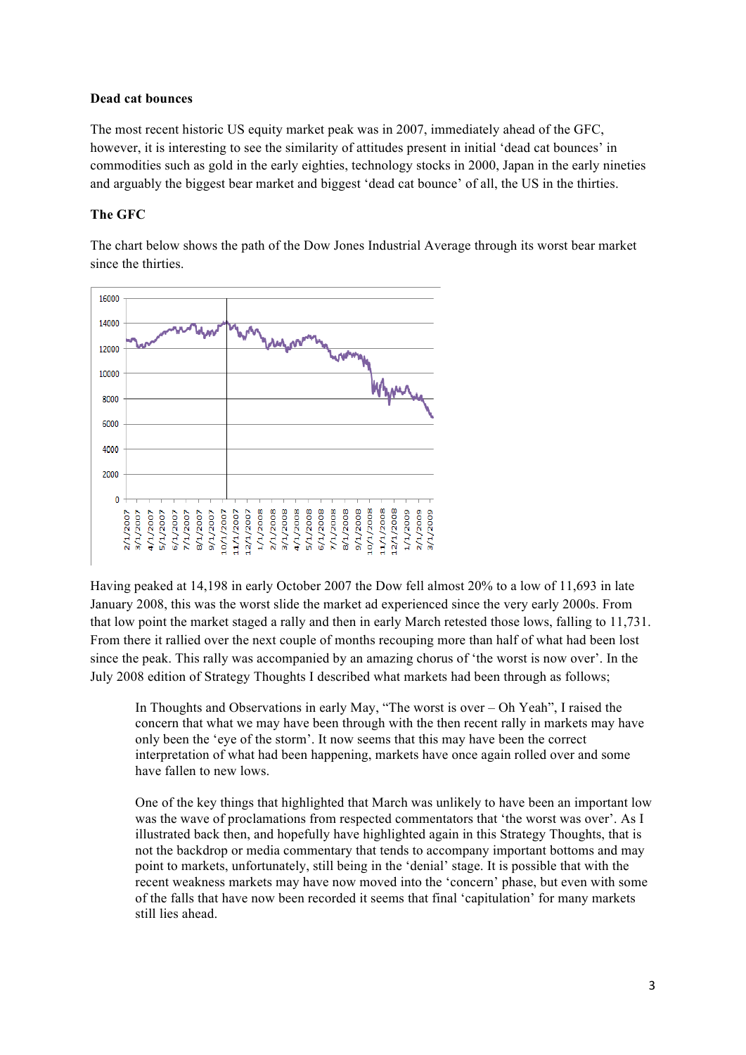**Dead cat bounces**

The most recent historic US equity market peak was in 2007, immediately ahead of the GFC, however, it is interesting to see the similarity of attitudes present in initial 'dead cat bounces' in commodities such as gold in the early eighties, technology stocks in 2000, Japan in the early nineties and arguably the biggest bear market and biggest 'dead cat bounce' of all, the US in the thirties.

**The GFC**

The chart below shows the path of the Dow Jones Industrial Average through its worst bear market since the thirties.

Having peaked at 14,198 in early October 2007 the Dow fell almost 20% to a low of 11,693 in late January 2008, this was the worst slide the market ad experienced since the very early 2000s. From that low point the market staged a rally and then in early March retested those lows, falling to 11,731. From there it rallied over the next couple of months recouping more than half of what had been lost since the peak. This rally was accompanied by an amazing chorus of 'the worst is now over'. In the July 2008 edition of Strategy Thoughts I described what markets had been through as follows;

> In Thoughts and Observations in early May, "The worst is over – Oh Yeah", I raised the concern that what we may have been through with the then recent rally in markets may have only been the 'eye of the storm'. It now seems that this may have been the correct interpretation of what had been happening, markets have once again rolled over and some have fallen to new lows.
>
> One of the key things that highlighted that March was unlikely to have been an important low was the wave of proclamations from respected commentators that 'the worst was over'. As I illustrated back then, and hopefully have highlighted again in this Strategy Thoughts, that is not the backdrop or media commentary that tends to accompany important bottoms and may point to markets, unfortunately, still being in the 'denial' stage. It is possible that with the recent weakness markets may have now moved into the 'concern' phase, but even with some of the falls that have now been recorded it seems that final 'capitulation' for many markets still lies ahead.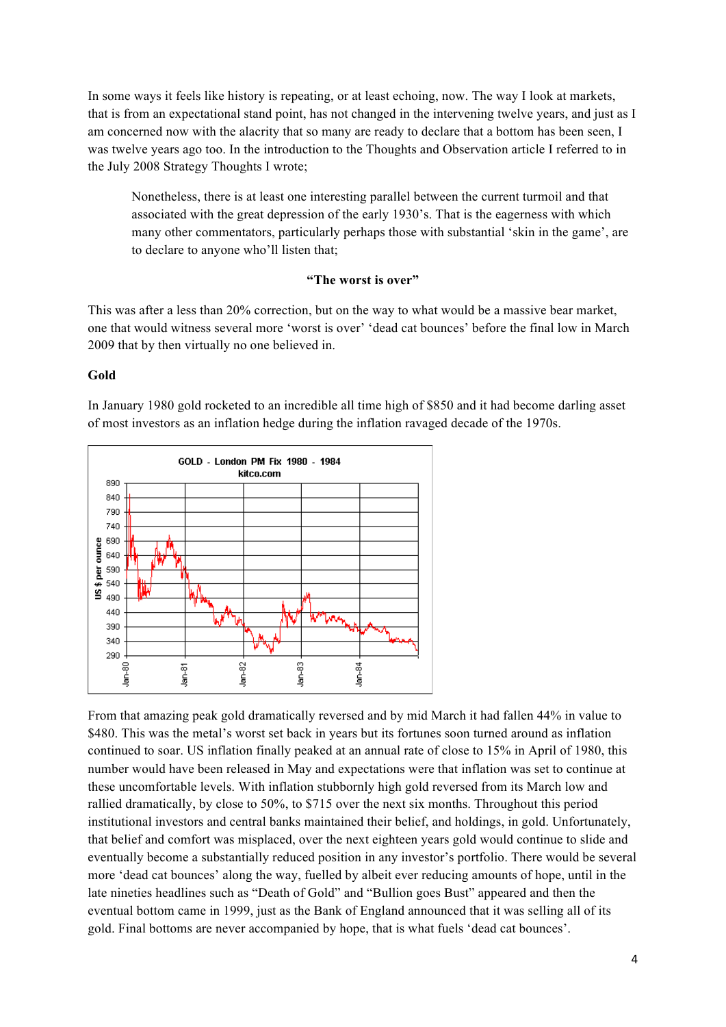In some ways it feels like history is repeating, or at least echoing, now. The way I look at markets, that is from an expectational stand point, has not changed in the intervening twelve years, and just as I am concerned now with the alacrity that so many are ready to declare that a bottom has been seen, I was twelve years ago too. In the introduction to the Thoughts and Observation article I referred to in the July 2008 Strategy Thoughts I wrote;

> Nonetheless, there is at least one interesting parallel between the current turmoil and that associated with the great depression of the early 1930's. That is the eagerness with which many other commentators, particularly perhaps those with substantial 'skin in the game', are to declare to anyone who'll listen that;
>
> **"The worst is over"**

This was after a less than 20% correction, but on the way to what would be a massive bear market, one that would witness several more 'worst is over' 'dead cat bounces' before the final low in March 2009 that by then virtually no one believed in.

**Gold**

In January 1980 gold rocketed to an incredible all time high of $850 and it had become darling asset of most investors as an inflation hedge during the inflation ravaged decade of the 1970s.

From that amazing peak gold dramatically reversed and by mid March it had fallen 44% in value to $480. This was the metal's worst set back in years but its fortunes soon turned around as inflation continued to soar. US inflation finally peaked at an annual rate of close to 15% in April of 1980, this number would have been released in May and expectations were that inflation was set to continue at these uncomfortable levels. With inflation stubbornly high gold reversed from its March low and rallied dramatically, by close to 50%, to $715 over the next six months. Throughout this period institutional investors and central banks maintained their belief, and holdings, in gold. Unfortunately, that belief and comfort was misplaced, over the next eighteen years gold would continue to slide and eventually become a substantially reduced position in any investor's portfolio. There would be several more 'dead cat bounces' along the way, fuelled by albeit ever reducing amounts of hope, until in the late nineties headlines such as "Death of Gold" and "Bullion goes Bust" appeared and then the eventual bottom came in 1999, just as the Bank of England announced that it was selling all of its gold. Final bottoms are never accompanied by hope, that is what fuels 'dead cat bounces'.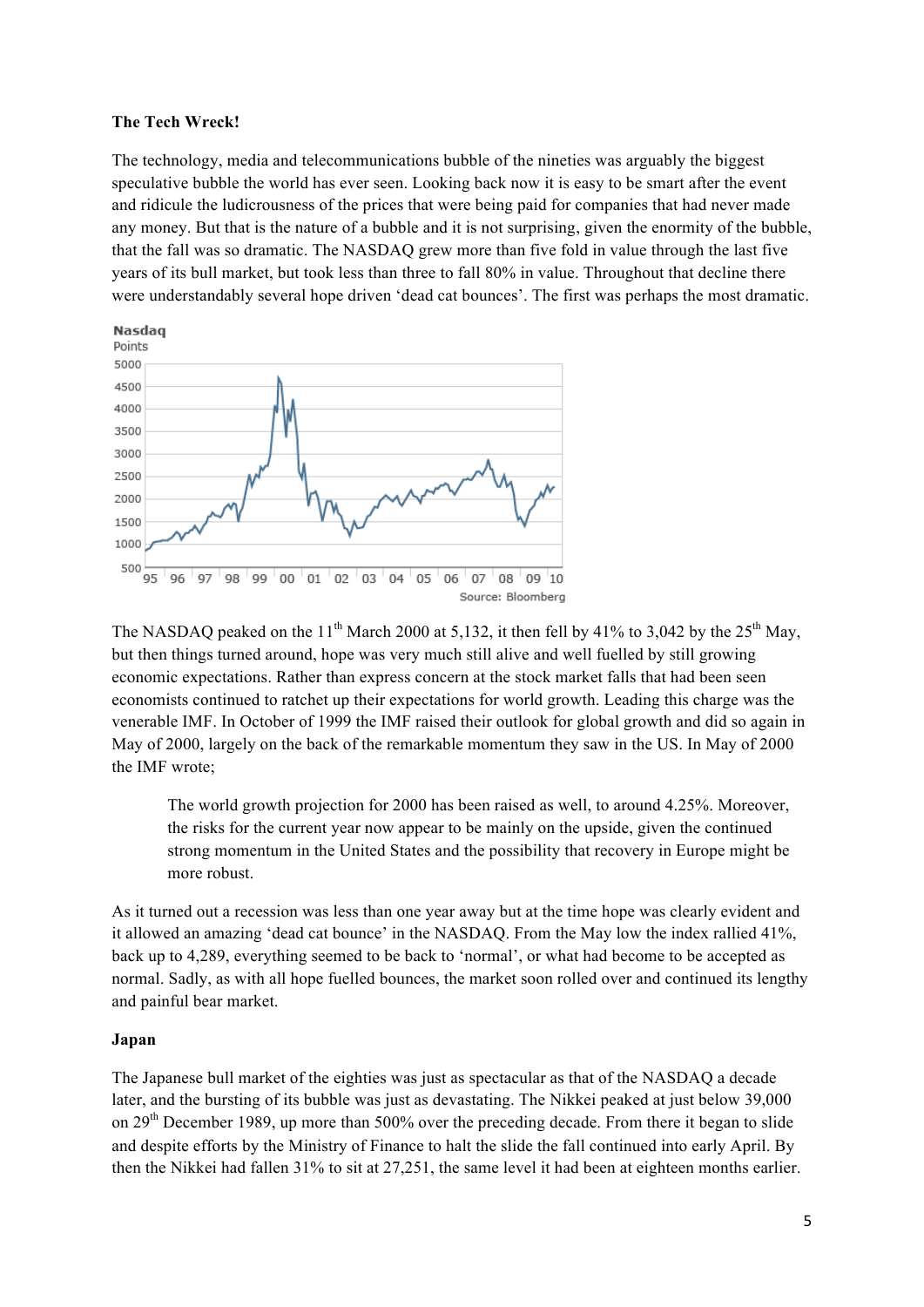**The Tech Wreck!**

The technology, media and telecommunications bubble of the nineties was arguably the biggest speculative bubble the world has ever seen. Looking back now it is easy to be smart after the event and ridicule the ludicrousness of the prices that were being paid for companies that had never made any money. But that is the nature of a bubble and it is not surprising, given the enormity of the bubble, that the fall was so dramatic. The NASDAQ grew more than five fold in value through the last five years of its bull market, but took less than three to fall 80% in value. Throughout that decline there were understandably several hope driven 'dead cat bounces'. The first was perhaps the most dramatic.

The NASDAQ peaked on the 11th March 2000 at 5,132, it then fell by 41% to 3,042 by the 25th May, but then things turned around, hope was very much still alive and well fuelled by still growing economic expectations. Rather than express concern at the stock market falls that had been seen economists continued to ratchet up their expectations for world growth. Leading this charge was the venerable IMF. In October of 1999 the IMF raised their outlook for global growth and did so again in May of 2000, largely on the back of the remarkable momentum they saw in the US. In May of 2000 the IMF wrote;

> The world growth projection for 2000 has been raised as well, to around 4.25%. Moreover, the risks for the current year now appear to be mainly on the upside, given the continued strong momentum in the United States and the possibility that recovery in Europe might be more robust.

As it turned out a recession was less than one year away but at the time hope was clearly evident and it allowed an amazing 'dead cat bounce' in the NASDAQ. From the May low the index rallied 41%, back up to 4,289, everything seemed to be back to 'normal', or what had become to be accepted as normal. Sadly, as with all hope fuelled bounces, the market soon rolled over and continued its lengthy and painful bear market.

**Japan**

The Japanese bull market of the eighties was just as spectacular as that of the NASDAQ a decade later, and the bursting of its bubble was just as devastating. The Nikkei peaked at just below 39,000 on 29th December 1989, up more than 500% over the preceding decade. From there it began to slide and despite efforts by the Ministry of Finance to halt the slide the fall continued into early April. By then the Nikkei had fallen 31% to sit at 27,251, the same level it had been at eighteen months earlier.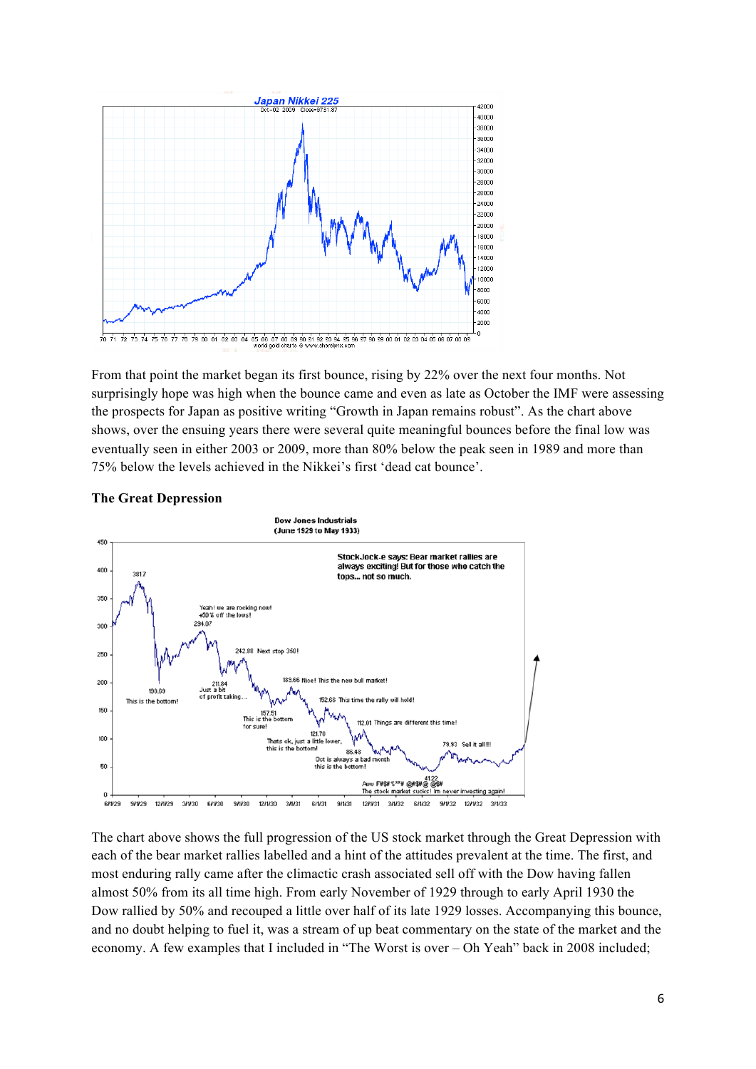From that point the market began its first bounce, rising by 22% over the next four months. Not surprisingly hope was high when the bounce came and even as late as October the IMF were assessing the prospects for Japan as positive writing "Growth in Japan remains robust". As the chart above shows, over the ensuing years there were several quite meaningful bounces before the final low was eventually seen in either 2003 or 2009, more than 80% below the peak seen in 1989 and more than 75% below the levels achieved in the Nikkei's first 'dead cat bounce'.

**The Great Depression**

The chart above shows the full progression of the US stock market through the Great Depression with each of the bear market rallies labelled and a hint of the attitudes prevalent at the time. The first, and most enduring rally came after the climactic crash associated sell off with the Dow having fallen almost 50% from its all time high. From early November of 1929 through to early April 1930 the Dow rallied by 50% and recouped a little over half of its late 1929 losses. Accompanying this bounce, and no doubt helping to fuel it, was a stream of up beat commentary on the state of the market and the economy. A few examples that I included in "The Worst is over – Oh Yeah" back in 2008 included;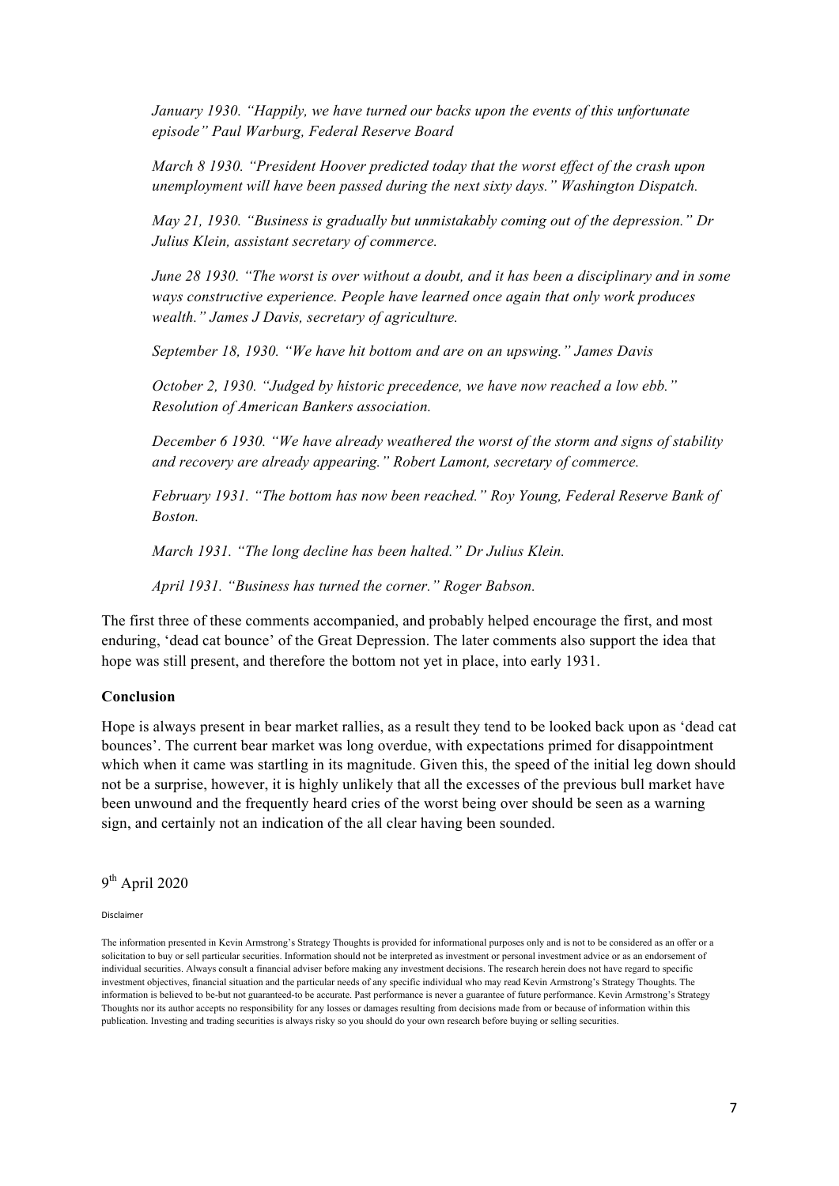*January 1930. "Happily, we have turned our backs upon the events of this unfortunate episode" Paul Warburg, Federal Reserve Board*

*March 8 1930. "President Hoover predicted today that the worst effect of the crash upon unemployment will have been passed during the next sixty days." Washington Dispatch.*

*May 21, 1930. "Business is gradually but unmistakably coming out of the depression." Dr Julius Klein, assistant secretary of commerce.*

*June 28 1930. "The worst is over without a doubt, and it has been a disciplinary and in some ways constructive experience. People have learned once again that only work produces wealth." James J Davis, secretary of agriculture.*

*September 18, 1930. "We have hit bottom and are on an upswing." James Davis*

*October 2, 1930. "Judged by historic precedence, we have now reached a low ebb." Resolution of American Bankers association.*

*December 6 1930. "We have already weathered the worst of the storm and signs of stability and recovery are already appearing." Robert Lamont, secretary of commerce.*

*February 1931. "The bottom has now been reached." Roy Young, Federal Reserve Bank of Boston.*

*March 1931. "The long decline has been halted." Dr Julius Klein.*

*April 1931. "Business has turned the corner." Roger Babson.*

The first three of these comments accompanied, and probably helped encourage the first, and most enduring, 'dead cat bounce' of the Great Depression. The later comments also support the idea that hope was still present, and therefore the bottom not yet in place, into early 1931.

**Conclusion**

Hope is always present in bear market rallies, as a result they tend to be looked back upon as 'dead cat bounces'. The current bear market was long overdue, with expectations primed for disappointment which when it came was startling in its magnitude. Given this, the speed of the initial leg down should not be a surprise, however, it is highly unlikely that all the excesses of the previous bull market have been unwound and the frequently heard cries of the worst being over should be seen as a warning sign, and certainly not an indication of the all clear having been sounded.

9th April 2020

Disclaimer

The information presented in Kevin Armstrong's Strategy Thoughts is provided for informational purposes only and is not to be considered as an offer or a solicitation to buy or sell particular securities. Information should not be interpreted as investment or personal investment advice or as an endorsement of individual securities. Always consult a financial adviser before making any investment decisions. The research herein does not have regard to specific investment objectives, financial situation and the particular needs of any specific individual who may read Kevin Armstrong's Strategy Thoughts. The information is believed to be-but not guaranteed-to be accurate. Past performance is never a guarantee of future performance. Kevin Armstrong's Strategy Thoughts nor its author accepts no responsibility for any losses or damages resulting from decisions made from or because of information within this publication. Investing and trading securities is always risky so you should do your own research before buying or selling securities.